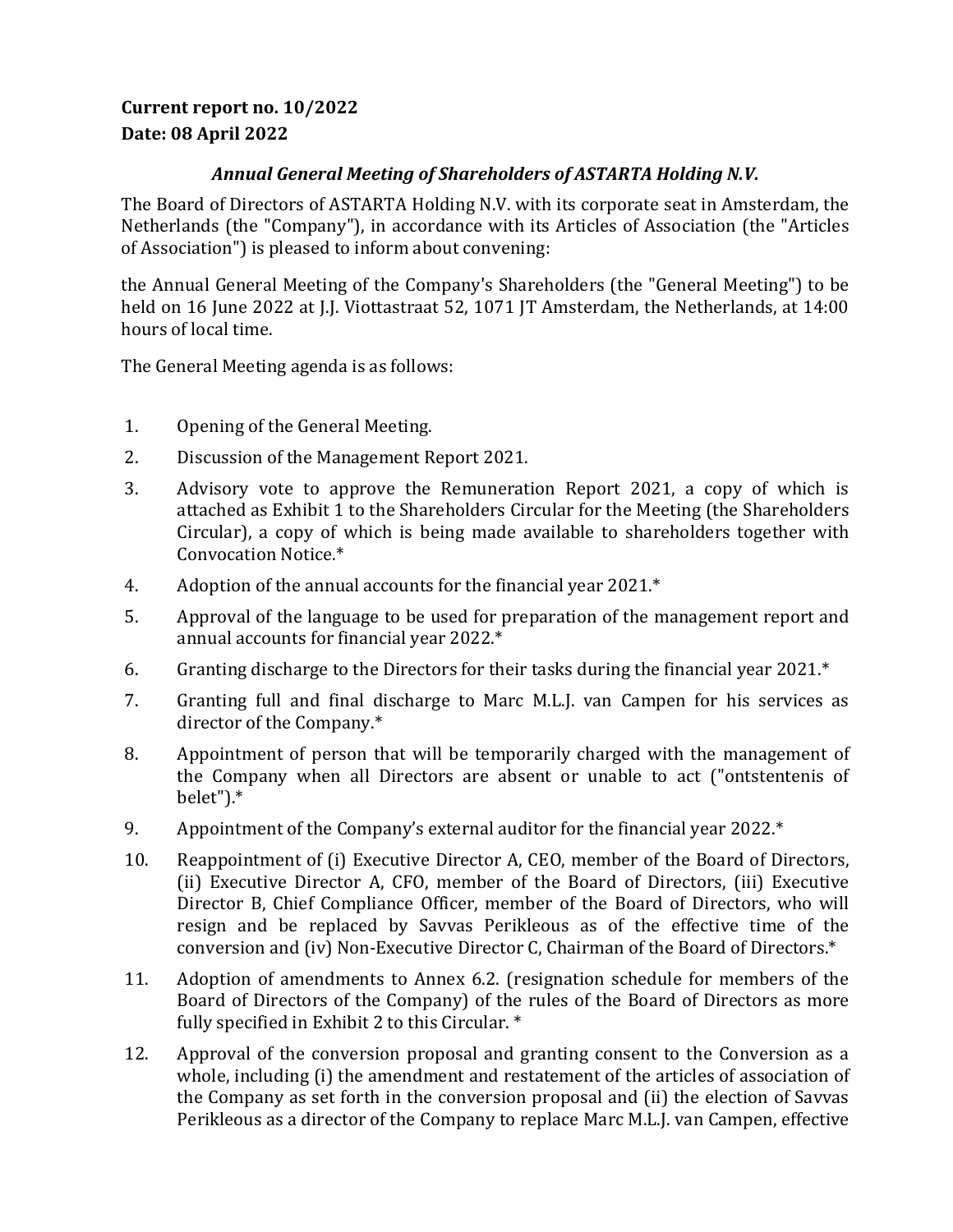**Current report no. 10/2022**
**Date: 08 April 2022**

### *Annual General Meeting of Shareholders of ASTARTA Holding N.V.*

The Board of Directors of ASTARTA Holding N.V. with its corporate seat in Amsterdam, the Netherlands (the "Company"), in accordance with its Articles of Association (the "Articles of Association") is pleased to inform about convening:

the Annual General Meeting of the Company's Shareholders (the "General Meeting") to be held on 16 June 2022 at J.J. Viottastraat 52, 1071 JT Amsterdam, the Netherlands, at 14:00 hours of local time.

The General Meeting agenda is as follows:

1. Opening of the General Meeting.
2. Discussion of the Management Report 2021.
3. Advisory vote to approve the Remuneration Report 2021, a copy of which is attached as Exhibit 1 to the Shareholders Circular for the Meeting (the Shareholders Circular), a copy of which is being made available to shareholders together with Convocation Notice.*
4. Adoption of the annual accounts for the financial year 2021.*
5. Approval of the language to be used for preparation of the management report and annual accounts for financial year 2022.*
6. Granting discharge to the Directors for their tasks during the financial year 2021.*
7. Granting full and final discharge to Marc M.L.J. van Campen for his services as director of the Company.*
8. Appointment of person that will be temporarily charged with the management of the Company when all Directors are absent or unable to act ("ontstentenis of belet").*
9. Appointment of the Company's external auditor for the financial year 2022.*
10. Reappointment of (i) Executive Director A, CEO, member of the Board of Directors, (ii) Executive Director A, CFO, member of the Board of Directors, (iii) Executive Director B, Chief Compliance Officer, member of the Board of Directors, who will resign and be replaced by Savvas Perikleous as of the effective time of the conversion and (iv) Non-Executive Director C, Chairman of the Board of Directors.*
11. Adoption of amendments to Annex 6.2. (resignation schedule for members of the Board of Directors of the Company) of the rules of the Board of Directors as more fully specified in Exhibit 2 to this Circular. *
12. Approval of the conversion proposal and granting consent to the Conversion as a whole, including (i) the amendment and restatement of the articles of association of the Company as set forth in the conversion proposal and (ii) the election of Savvas Perikleous as a director of the Company to replace Marc M.L.J. van Campen, effective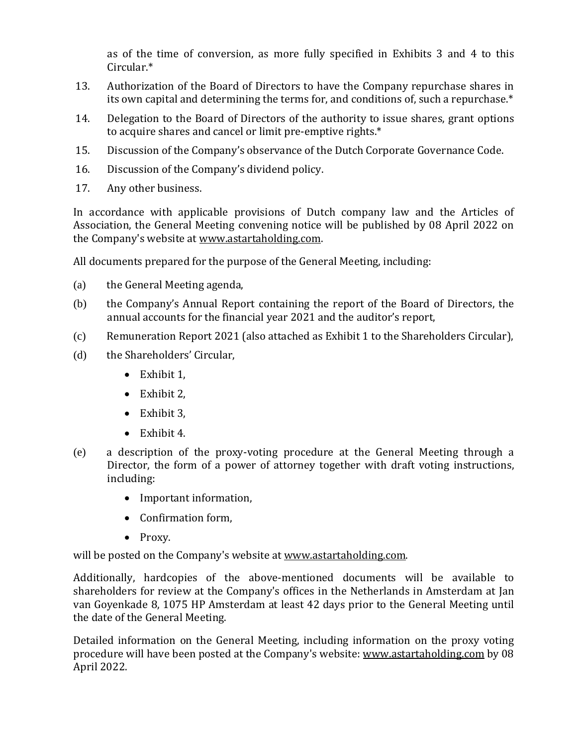as of the time of conversion, as more fully specified in Exhibits 3 and 4 to this Circular.*

13. Authorization of the Board of Directors to have the Company repurchase shares in its own capital and determining the terms for, and conditions of, such a repurchase.*
14. Delegation to the Board of Directors of the authority to issue shares, grant options to acquire shares and cancel or limit pre-emptive rights.*
15. Discussion of the Company's observance of the Dutch Corporate Governance Code.
16. Discussion of the Company's dividend policy.
17. Any other business.

In accordance with applicable provisions of Dutch company law and the Articles of Association, the General Meeting convening notice will be published by 08 April 2022 on the Company's website at www.astartaholding.com.

All documents prepared for the purpose of the General Meeting, including:

(a) the General Meeting agenda,

(b) the Company's Annual Report containing the report of the Board of Directors, the annual accounts for the financial year 2021 and the auditor's report,

(c) Remuneration Report 2021 (also attached as Exhibit 1 to the Shareholders Circular),

(d) the Shareholders' Circular,

- Exhibit 1,
- Exhibit 2,
- Exhibit 3,
- Exhibit 4.

(e) a description of the proxy-voting procedure at the General Meeting through a Director, the form of a power of attorney together with draft voting instructions, including:

- Important information,
- Confirmation form,
- Proxy.

will be posted on the Company's website at www.astartaholding.com.

Additionally, hardcopies of the above-mentioned documents will be available to shareholders for review at the Company's offices in the Netherlands in Amsterdam at Jan van Goyenkade 8, 1075 HP Amsterdam at least 42 days prior to the General Meeting until the date of the General Meeting.

Detailed information on the General Meeting, including information on the proxy voting procedure will have been posted at the Company's website: www.astartaholding.com by 08 April 2022.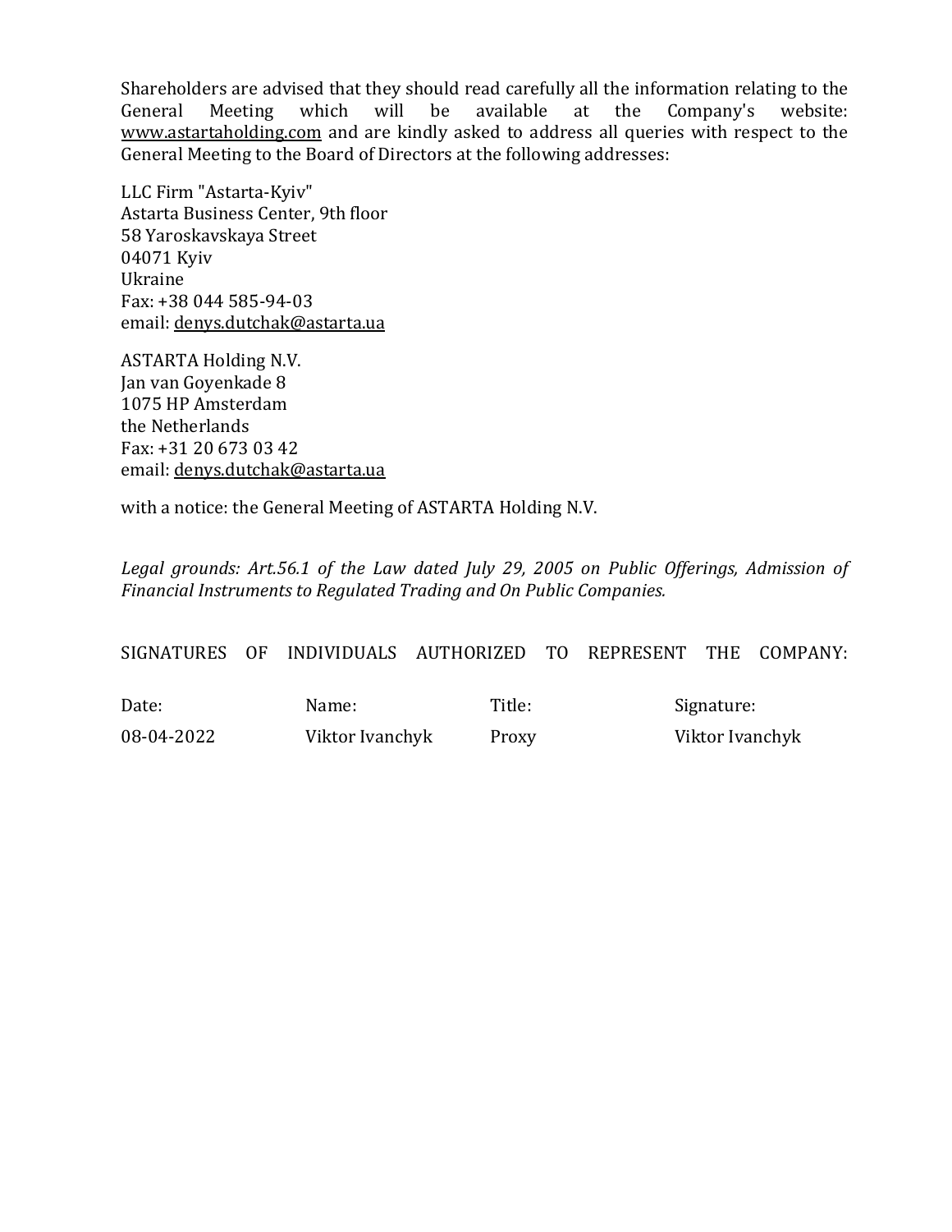Shareholders are advised that they should read carefully all the information relating to the General Meeting which will be available at the Company's website: www.astartaholding.com and are kindly asked to address all queries with respect to the General Meeting to the Board of Directors at the following addresses:

LLC Firm "Astarta-Kyiv"  
Astarta Business Center, 9th floor  
58 Yaroskavskaya Street  
04071 Kyiv  
Ukraine  
Fax: +38 044 585-94-03  
email: denys.dutchak@astarta.ua

ASTARTA Holding N.V.  
Jan van Goyenkade 8  
1075 HP Amsterdam  
the Netherlands  
Fax: +31 20 673 03 42  
email: denys.dutchak@astarta.ua

with a notice: the General Meeting of ASTARTA Holding N.V.

*Legal grounds: Art.56.1 of the Law dated July 29, 2005 on Public Offerings, Admission of Financial Instruments to Regulated Trading and On Public Companies.*

SIGNATURES OF INDIVIDUALS AUTHORIZED TO REPRESENT THE COMPANY:

| Date: | Name: | Title: | Signature: |
|---|---|---|---|
| 08-04-2022 | Viktor Ivanchyk | Proxy | Viktor Ivanchyk |